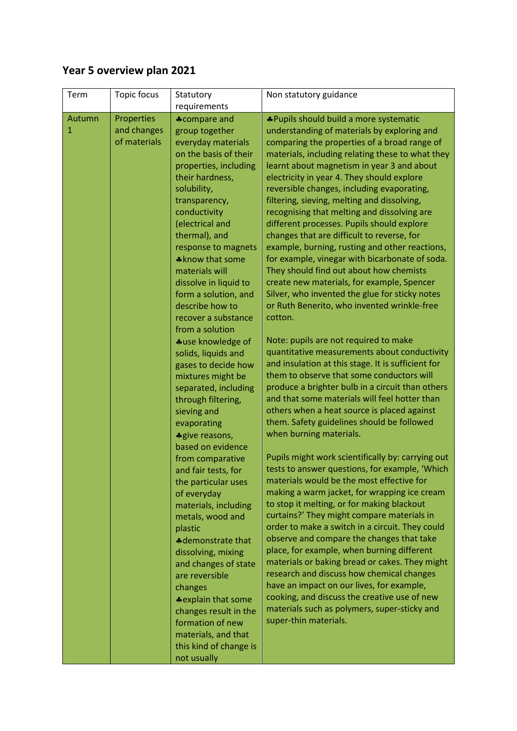## Year 5 overview plan 2021

| Term | Topic focus | Statutory requirements | Non statutory guidance |
|---|---|---|---|
| Autumn 1 | Properties and changes of materials | ♣compare and group together everyday materials on the basis of their properties, including their hardness, solubility, transparency, conductivity (electrical and thermal), and response to magnets<br>♣know that some materials will dissolve in liquid to form a solution, and describe how to recover a substance from a solution<br>♣use knowledge of solids, liquids and gases to decide how mixtures might be separated, including through filtering, sieving and evaporating<br>♣give reasons, based on evidence from comparative and fair tests, for the particular uses of everyday materials, including metals, wood and plastic<br>♣demonstrate that dissolving, mixing and changes of state are reversible changes<br>♣explain that some changes result in the formation of new materials, and that this kind of change is not usually | ♣Pupils should build a more systematic understanding of materials by exploring and comparing the properties of a broad range of materials, including relating these to what they learnt about magnetism in year 3 and about electricity in year 4. They should explore reversible changes, including evaporating, filtering, sieving, melting and dissolving, recognising that melting and dissolving are different processes. Pupils should explore changes that are difficult to reverse, for example, burning, rusting and other reactions, for example, vinegar with bicarbonate of soda. They should find out about how chemists create new materials, for example, Spencer Silver, who invented the glue for sticky notes or Ruth Benerito, who invented wrinkle-free cotton.<br><br>Note: pupils are not required to make quantitative measurements about conductivity and insulation at this stage. It is sufficient for them to observe that some conductors will produce a brighter bulb in a circuit than others and that some materials will feel hotter than others when a heat source is placed against them. Safety guidelines should be followed when burning materials.<br><br>Pupils might work scientifically by: carrying out tests to answer questions, for example, 'Which materials would be the most effective for making a warm jacket, for wrapping ice cream to stop it melting, or for making blackout curtains?' They might compare materials in order to make a switch in a circuit. They could observe and compare the changes that take place, for example, when burning different materials or baking bread or cakes. They might research and discuss how chemical changes have an impact on our lives, for example, cooking, and discuss the creative use of new materials such as polymers, super-sticky and super-thin materials. |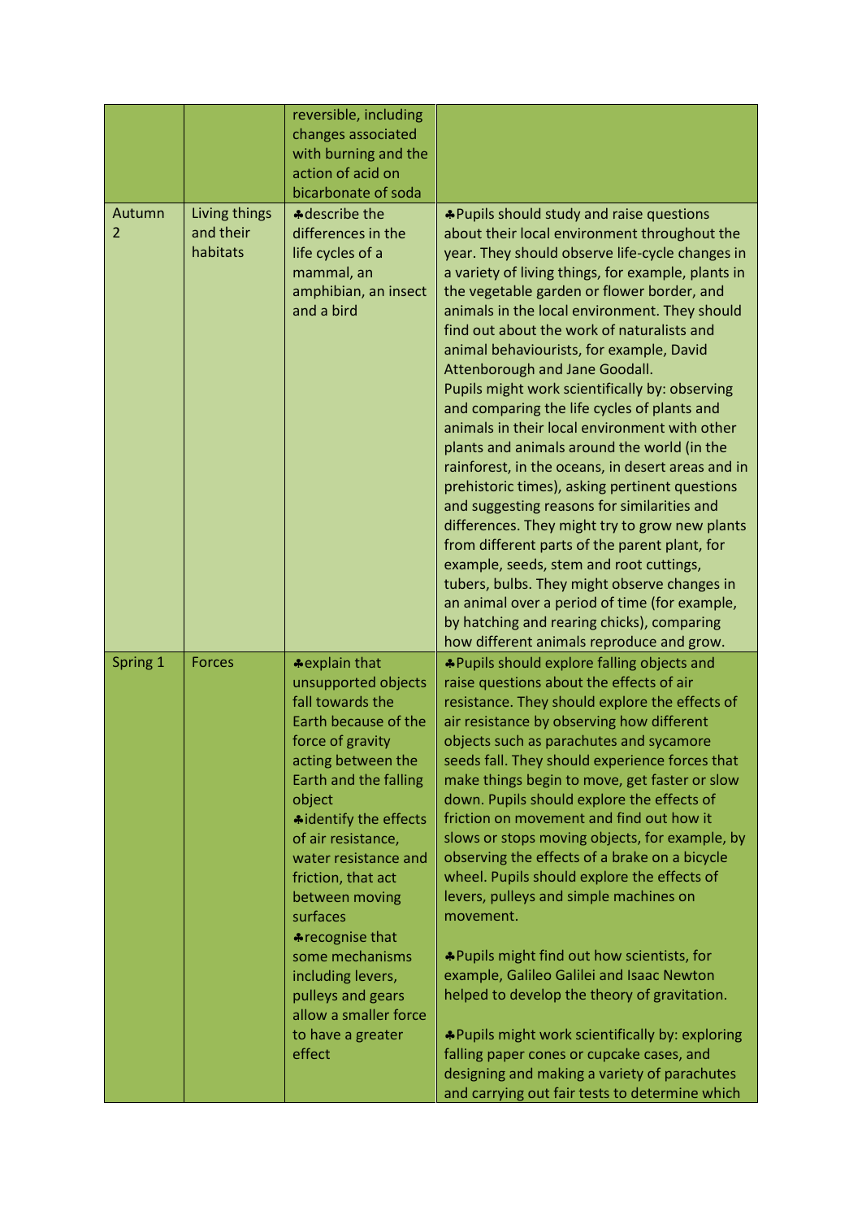| | | | |
|---|---|---|---|
| | | reversible, including changes associated with burning and the action of acid on bicarbonate of soda | |
| Autumn 2 | Living things and their habitats | ♣describe the differences in the life cycles of a mammal, an amphibian, an insect and a bird | ♣Pupils should study and raise questions about their local environment throughout the year. They should observe life-cycle changes in a variety of living things, for example, plants in the vegetable garden or flower border, and animals in the local environment. They should find out about the work of naturalists and animal behaviourists, for example, David Attenborough and Jane Goodall.<br>Pupils might work scientifically by: observing and comparing the life cycles of plants and animals in their local environment with other plants and animals around the world (in the rainforest, in the oceans, in desert areas and in prehistoric times), asking pertinent questions and suggesting reasons for similarities and differences. They might try to grow new plants from different parts of the parent plant, for example, seeds, stem and root cuttings, tubers, bulbs. They might observe changes in an animal over a period of time (for example, by hatching and rearing chicks), comparing how different animals reproduce and grow. |
| Spring 1 | Forces | ♣explain that unsupported objects fall towards the Earth because of the force of gravity acting between the Earth and the falling object<br>♣identify the effects of air resistance, water resistance and friction, that act between moving surfaces<br>♣recognise that some mechanisms including levers, pulleys and gears allow a smaller force to have a greater effect | ♣Pupils should explore falling objects and raise questions about the effects of air resistance. They should explore the effects of air resistance by observing how different objects such as parachutes and sycamore seeds fall. They should experience forces that make things begin to move, get faster or slow down. Pupils should explore the effects of friction on movement and find out how it slows or stops moving objects, for example, by observing the effects of a brake on a bicycle wheel. Pupils should explore the effects of levers, pulleys and simple machines on movement.<br><br>♣Pupils might find out how scientists, for example, Galileo Galilei and Isaac Newton helped to develop the theory of gravitation.<br><br>♣Pupils might work scientifically by: exploring falling paper cones or cupcake cases, and designing and making a variety of parachutes and carrying out fair tests to determine which |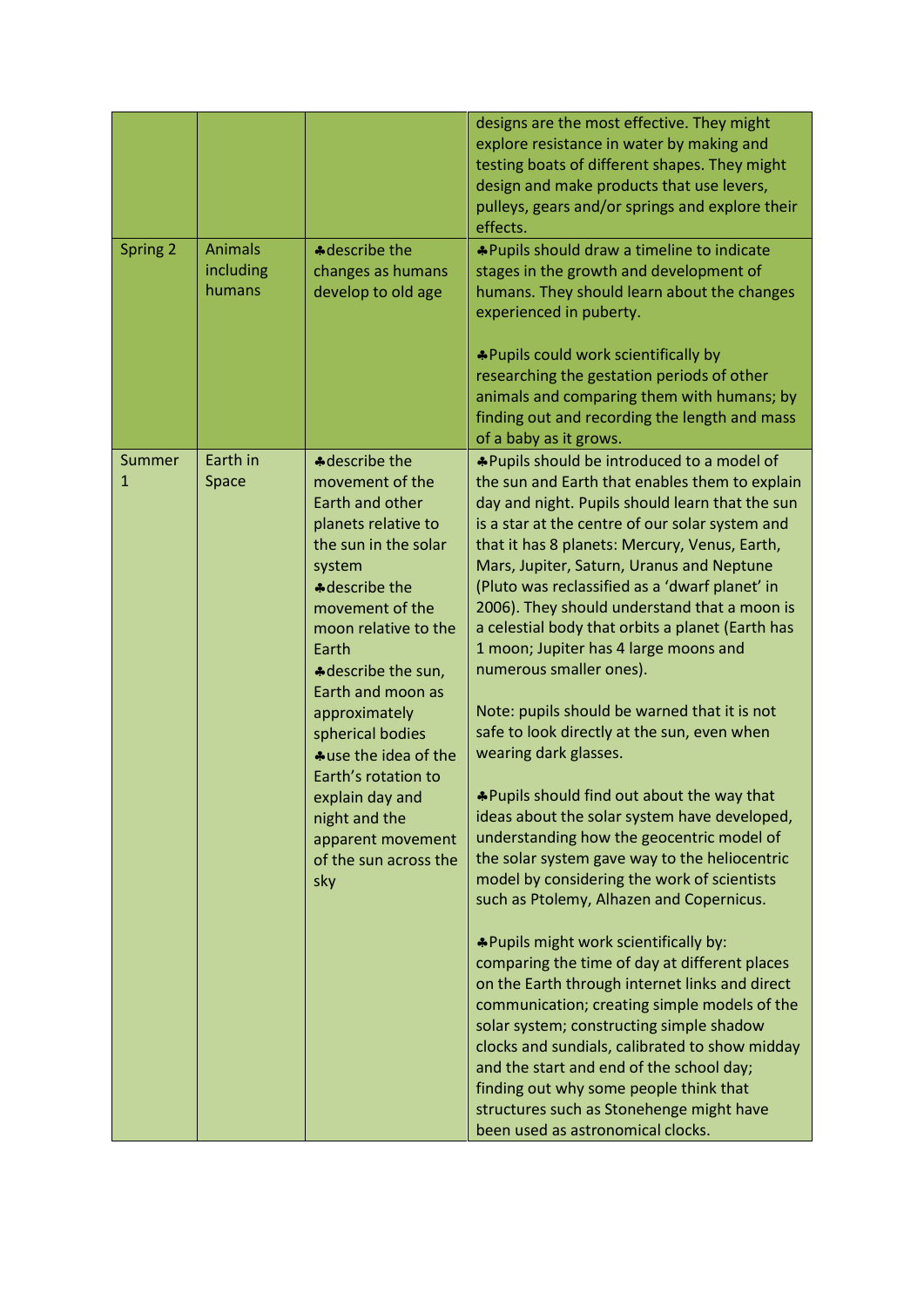| | | | |
|---|---|---|---|
| | | | designs are the most effective. They might explore resistance in water by making and testing boats of different shapes. They might design and make products that use levers, pulleys, gears and/or springs and explore their effects. |
| Spring 2 | Animals including humans | ♣describe the changes as humans develop to old age | ♣Pupils should draw a timeline to indicate stages in the growth and development of humans. They should learn about the changes experienced in puberty.<br><br>♣Pupils could work scientifically by researching the gestation periods of other animals and comparing them with humans; by finding out and recording the length and mass of a baby as it grows. |
| Summer 1 | Earth in Space | ♣describe the movement of the Earth and other planets relative to the sun in the solar system<br>♣describe the movement of the moon relative to the Earth<br>♣describe the sun, Earth and moon as approximately spherical bodies<br>♣use the idea of the Earth's rotation to explain day and night and the apparent movement of the sun across the sky | ♣Pupils should be introduced to a model of the sun and Earth that enables them to explain day and night. Pupils should learn that the sun is a star at the centre of our solar system and that it has 8 planets: Mercury, Venus, Earth, Mars, Jupiter, Saturn, Uranus and Neptune (Pluto was reclassified as a 'dwarf planet' in 2006). They should understand that a moon is a celestial body that orbits a planet (Earth has 1 moon; Jupiter has 4 large moons and numerous smaller ones).<br><br>Note: pupils should be warned that it is not safe to look directly at the sun, even when wearing dark glasses.<br><br>♣Pupils should find out about the way that ideas about the solar system have developed, understanding how the geocentric model of the solar system gave way to the heliocentric model by considering the work of scientists such as Ptolemy, Alhazen and Copernicus.<br><br>♣Pupils might work scientifically by: comparing the time of day at different places on the Earth through internet links and direct communication; creating simple models of the solar system; constructing simple shadow clocks and sundials, calibrated to show midday and the start and end of the school day; finding out why some people think that structures such as Stonehenge might have been used as astronomical clocks. |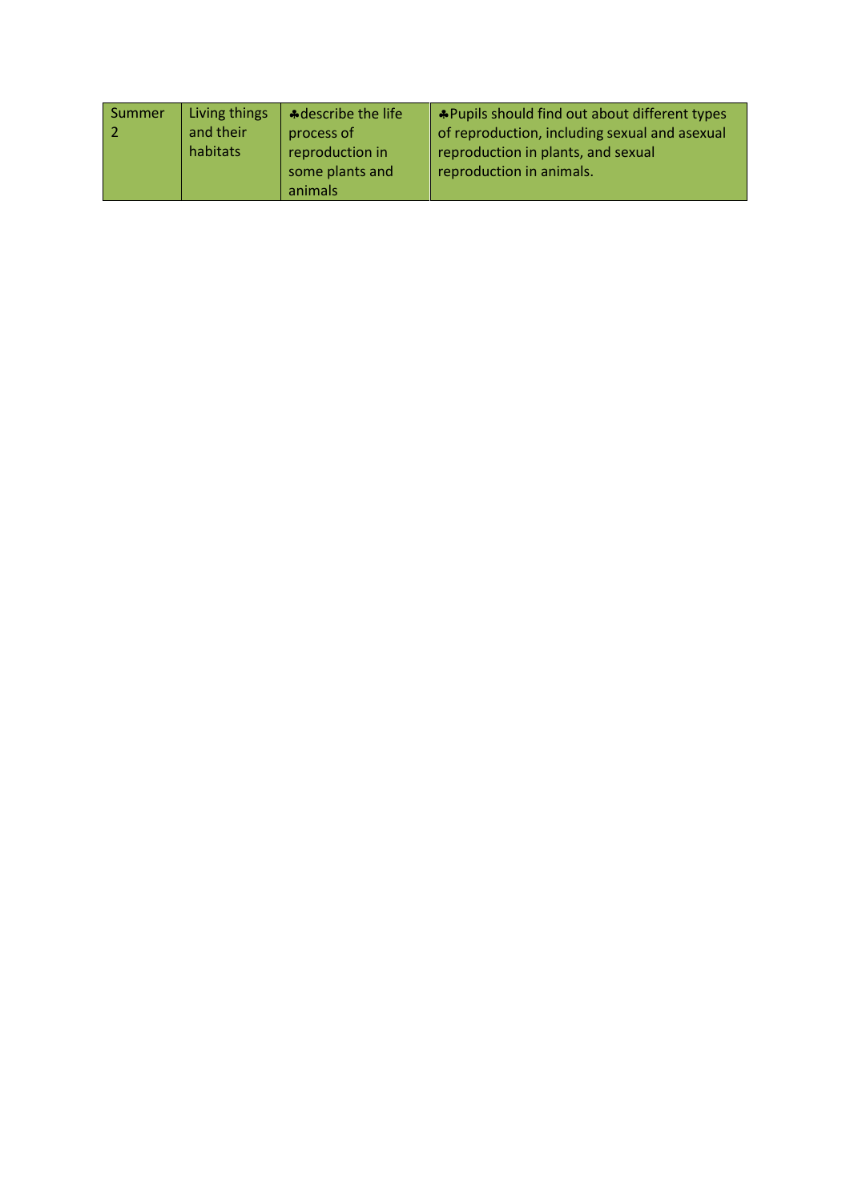| | | | |
|---|---|---|---|
| Summer 2 | Living things and their habitats | ♣describe the life process of reproduction in some plants and animals | ♣Pupils should find out about different types of reproduction, including sexual and asexual reproduction in plants, and sexual reproduction in animals. |